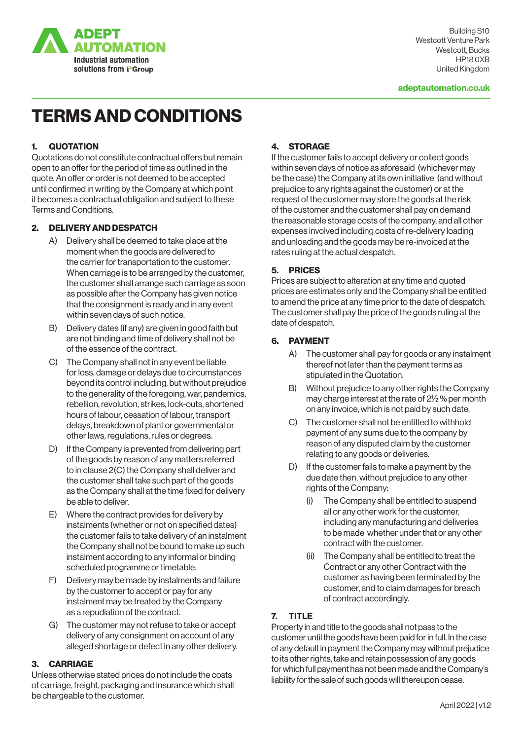ADEPT AUTOMATION
Industrial automation solutions from i³Group

Building S10
Westcott Venture Park
Westcott, Bucks
HP18 0XB
United Kingdom

adeptautomation.co.uk

# TERMS AND CONDITIONS

### 1. QUOTATION

Quotations do not constitute contractual offers but remain open to an offer for the period of time as outlined in the quote. An offer or order is not deemed to be accepted until confirmed in writing by the Company at which point it becomes a contractual obligation and subject to these Terms and Conditions.

### 2. DELIVERY AND DESPATCH

A) Delivery shall be deemed to take place at the moment when the goods are delivered to the carrier for transportation to the customer. When carriage is to be arranged by the customer, the customer shall arrange such carriage as soon as possible after the Company has given notice that the consignment is ready and in any event within seven days of such notice.

B) Delivery dates (if any) are given in good faith but are not binding and time of delivery shall not be of the essence of the contract.

C) The Company shall not in any event be liable for loss, damage or delays due to circumstances beyond its control including, but without prejudice to the generality of the foregoing, war, pandemics, rebellion, revolution, strikes, lock-outs, shortened hours of labour, cessation of labour, transport delays, breakdown of plant or governmental or other laws, regulations, rules or degrees.

D) If the Company is prevented from delivering part of the goods by reason of any matters referred to in clause 2(C) the Company shall deliver and the customer shall take such part of the goods as the Company shall at the time fixed for delivery be able to deliver.

E) Where the contract provides for delivery by instalments (whether or not on specified dates) the customer fails to take delivery of an instalment the Company shall not be bound to make up such instalment according to any informal or binding scheduled programme or timetable.

F) Delivery may be made by instalments and failure by the customer to accept or pay for any instalment may be treated by the Company as a repudiation of the contract.

G) The customer may not refuse to take or accept delivery of any consignment on account of any alleged shortage or defect in any other delivery.

### 3. CARRIAGE

Unless otherwise stated prices do not include the costs of carriage, freight, packaging and insurance which shall be chargeable to the customer.

### 4. STORAGE

If the customer fails to accept delivery or collect goods within seven days of notice as aforesaid (whichever may be the case) the Company at its own initiative (and without prejudice to any rights against the customer) or at the request of the customer may store the goods at the risk of the customer and the customer shall pay on demand the reasonable storage costs of the company, and all other expenses involved including costs of re-delivery loading and unloading and the goods may be re-invoiced at the rates ruling at the actual despatch.

### 5. PRICES

Prices are subject to alteration at any time and quoted prices are estimates only and the Company shall be entitled to amend the price at any time prior to the date of despatch. The customer shall pay the price of the goods ruling at the date of despatch.

### 6. PAYMENT

A) The customer shall pay for goods or any instalment thereof not later than the payment terms as stipulated in the Quotation.

B) Without prejudice to any other rights the Company may charge interest at the rate of 2½ % per month on any invoice, which is not paid by such date.

C) The customer shall not be entitled to withhold payment of any sums due to the company by reason of any disputed claim by the customer relating to any goods or deliveries.

D) If the customer fails to make a payment by the due date then, without prejudice to any other rights of the Company:

   (i) The Company shall be entitled to suspend all or any other work for the customer, including any manufacturing and deliveries to be made whether under that or any other contract with the customer.

   (ii) The Company shall be entitled to treat the Contract or any other Contract with the customer as having been terminated by the customer, and to claim damages for breach of contract accordingly.

### 7. TITLE

Property in and title to the goods shall not pass to the customer until the goods have been paid for in full. In the case of any default in payment the Company may without prejudice to its other rights, take and retain possession of any goods for which full payment has not been made and the Company's liability for the sale of such goods will thereupon cease.

April 2022 | v1.2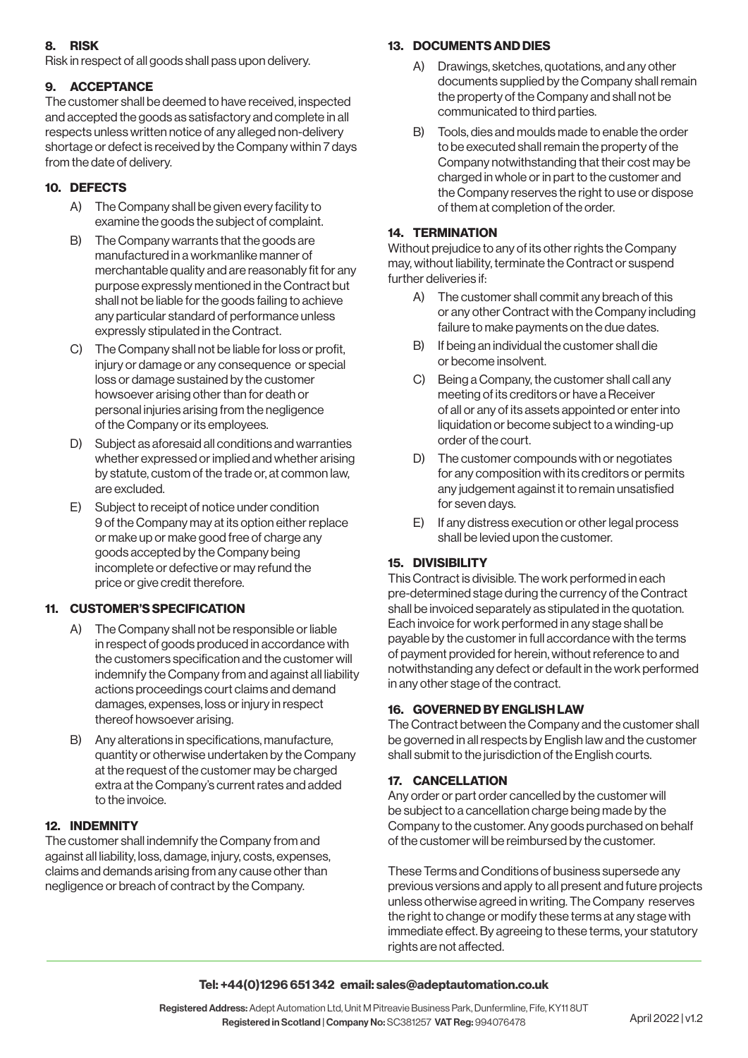## 8. RISK

Risk in respect of all goods shall pass upon delivery.

## 9. ACCEPTANCE

The customer shall be deemed to have received, inspected and accepted the goods as satisfactory and complete in all respects unless written notice of any alleged non-delivery shortage or defect is received by the Company within 7 days from the date of delivery.

## 10. DEFECTS

A) The Company shall be given every facility to examine the goods the subject of complaint.

B) The Company warrants that the goods are manufactured in a workmanlike manner of merchantable quality and are reasonably fit for any purpose expressly mentioned in the Contract but shall not be liable for the goods failing to achieve any particular standard of performance unless expressly stipulated in the Contract.

C) The Company shall not be liable for loss or profit, injury or damage or any consequence or special loss or damage sustained by the customer howsoever arising other than for death or personal injuries arising from the negligence of the Company or its employees.

D) Subject as aforesaid all conditions and warranties whether expressed or implied and whether arising by statute, custom of the trade or, at common law, are excluded.

E) Subject to receipt of notice under condition 9 of the Company may at its option either replace or make up or make good free of charge any goods accepted by the Company being incomplete or defective or may refund the price or give credit therefore.

## 11. CUSTOMER'S SPECIFICATION

A) The Company shall not be responsible or liable in respect of goods produced in accordance with the customers specification and the customer will indemnify the Company from and against all liability actions proceedings court claims and demand damages, expenses, loss or injury in respect thereof howsoever arising.

B) Any alterations in specifications, manufacture, quantity or otherwise undertaken by the Company at the request of the customer may be charged extra at the Company's current rates and added to the invoice.

## 12. INDEMNITY

The customer shall indemnify the Company from and against all liability, loss, damage, injury, costs, expenses, claims and demands arising from any cause other than negligence or breach of contract by the Company.

## 13. DOCUMENTS AND DIES

A) Drawings, sketches, quotations, and any other documents supplied by the Company shall remain the property of the Company and shall not be communicated to third parties.

B) Tools, dies and moulds made to enable the order to be executed shall remain the property of the Company notwithstanding that their cost may be charged in whole or in part to the customer and the Company reserves the right to use or dispose of them at completion of the order.

## 14. TERMINATION

Without prejudice to any of its other rights the Company may, without liability, terminate the Contract or suspend further deliveries if:

A) The customer shall commit any breach of this or any other Contract with the Company including failure to make payments on the due dates.

B) If being an individual the customer shall die or become insolvent.

C) Being a Company, the customer shall call any meeting of its creditors or have a Receiver of all or any of its assets appointed or enter into liquidation or become subject to a winding-up order of the court.

D) The customer compounds with or negotiates for any composition with its creditors or permits any judgement against it to remain unsatisfied for seven days.

E) If any distress execution or other legal process shall be levied upon the customer.

## 15. DIVISIBILITY

This Contract is divisible. The work performed in each pre-determined stage during the currency of the Contract shall be invoiced separately as stipulated in the quotation. Each invoice for work performed in any stage shall be payable by the customer in full accordance with the terms of payment provided for herein, without reference to and notwithstanding any defect or default in the work performed in any other stage of the contract.

## 16. GOVERNED BY ENGLISH LAW

The Contract between the Company and the customer shall be governed in all respects by English law and the customer shall submit to the jurisdiction of the English courts.

## 17. CANCELLATION

Any order or part order cancelled by the customer will be subject to a cancellation charge being made by the Company to the customer. Any goods purchased on behalf of the customer will be reimbursed by the customer.

These Terms and Conditions of business supersede any previous versions and apply to all present and future projects unless otherwise agreed in writing. The Company reserves the right to change or modify these terms at any stage with immediate effect. By agreeing to these terms, your statutory rights are not affected.

**Tel: +44(0)1296 651 342 email: sales@adeptautomation.co.uk**

**Registered Address:** Adept Automation Ltd, Unit M Pitreavie Business Park, Dunfermline, Fife, KY11 8UT
**Registered in Scotland** | **Company No:** SC381257 **VAT Reg:** 994076478

April 2022 | v1.2